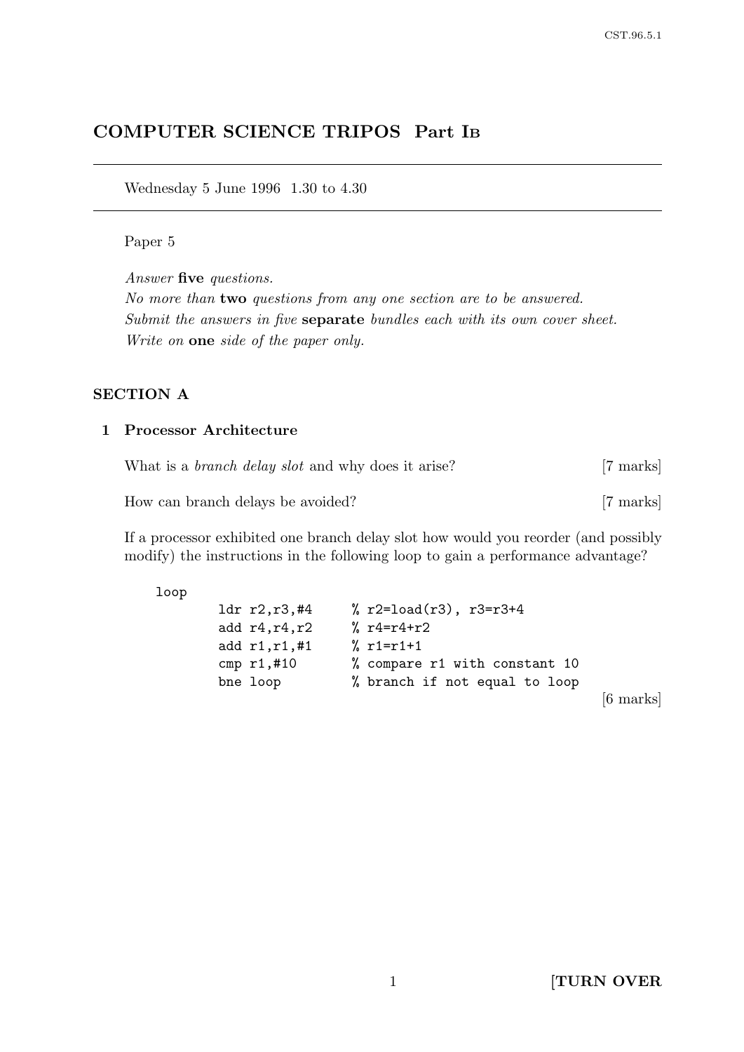# COMPUTER SCIENCE TRIPOS Part IB

Wednesday 5 June 1996 1.30 to 4.30

Paper 5

*Answer* **five** *questions.*
*No more than* **two** *questions from any one section are to be answered.*
*Submit the answers in five* **separate** *bundles each with its own cover sheet.*
*Write on* **one** *side of the paper only.*

## SECTION A

### 1 Processor Architecture

What is a *branch delay slot* and why does it arise? [7 marks]

How can branch delays be avoided? [7 marks]

If a processor exhibited one branch delay slot how would you reorder (and possibly modify) the instructions in the following loop to gain a performance advantage?

```
loop
        ldr r2,r3,#4      % r2=load(r3), r3=r3+4
        add r4,r4,r2      % r4=r4+r2
        add r1,r1,#1      % r1=r1+1
        cmp r1,#10        % compare r1 with constant 10
        bne loop          % branch if not equal to loop
```

[6 marks]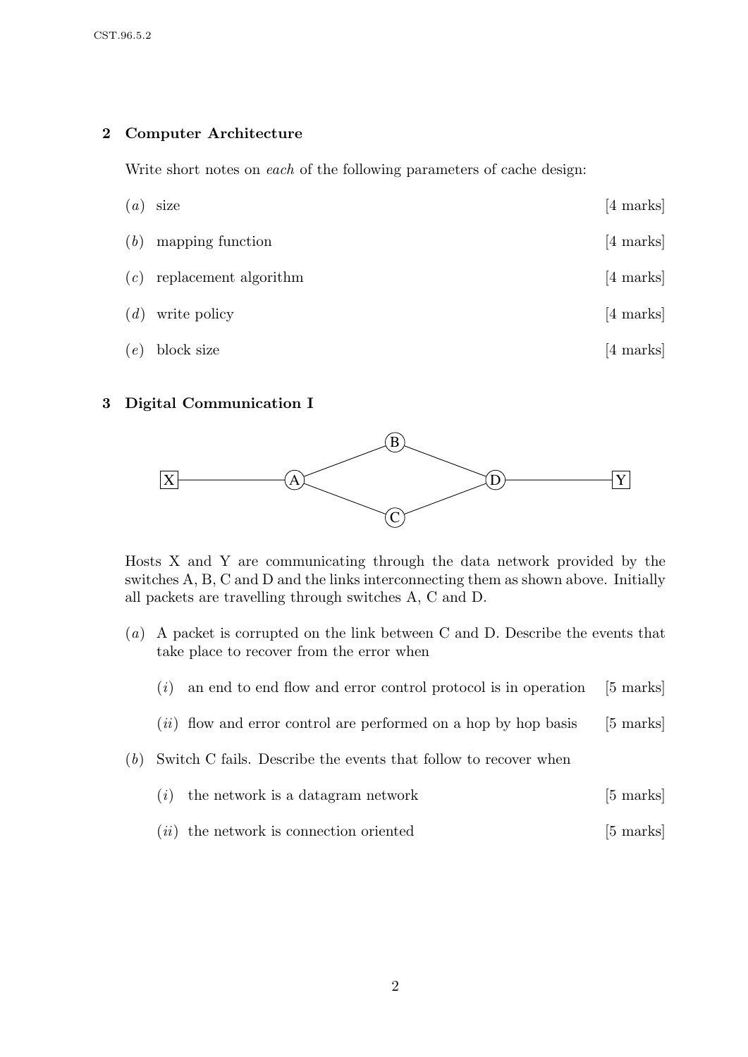## 2 Computer Architecture

Write short notes on *each* of the following parameters of cache design:

(*a*) size [4 marks]

(*b*) mapping function [4 marks]

(*c*) replacement algorithm [4 marks]

(*d*) write policy [4 marks]

(*e*) block size [4 marks]

## 3 Digital Communication I

Hosts X and Y are communicating through the data network provided by the switches A, B, C and D and the links interconnecting them as shown above. Initially all packets are travelling through switches A, C and D.

(*a*) A packet is corrupted on the link between C and D. Describe the events that take place to recover from the error when

(*i*) an end to end flow and error control protocol is in operation [5 marks]

(*ii*) flow and error control are performed on a hop by hop basis [5 marks]

(*b*) Switch C fails. Describe the events that follow to recover when

(*i*) the network is a datagram network [5 marks]

(*ii*) the network is connection oriented [5 marks]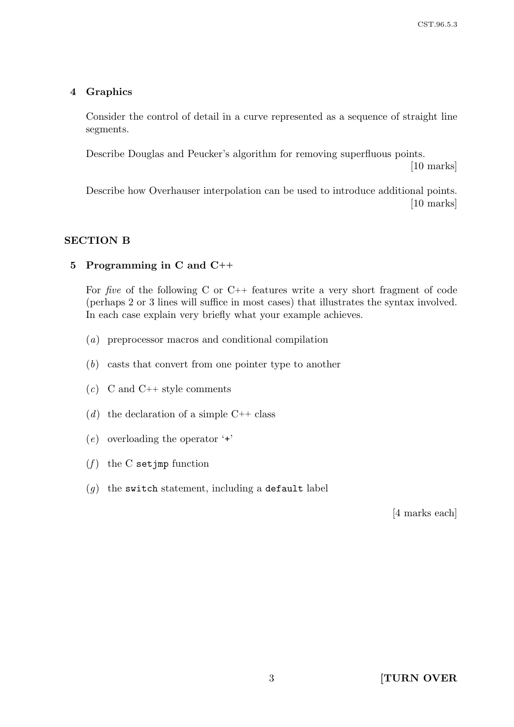## 4 Graphics

Consider the control of detail in a curve represented as a sequence of straight line segments.

Describe Douglas and Peucker's algorithm for removing superfluous points.

[10 marks]

Describe how Overhauser interpolation can be used to introduce additional points.

[10 marks]

# SECTION B

## 5 Programming in C and C++

For *five* of the following C or C++ features write a very short fragment of code (perhaps 2 or 3 lines will suffice in most cases) that illustrates the syntax involved. In each case explain very briefly what your example achieves.

(*a*) preprocessor macros and conditional compilation

(*b*) casts that convert from one pointer type to another

(*c*) C and C++ style comments

(*d*) the declaration of a simple C++ class

(*e*) overloading the operator '`+`'

(*f*) the C `setjmp` function

(*g*) the `switch` statement, including a `default` label

[4 marks each]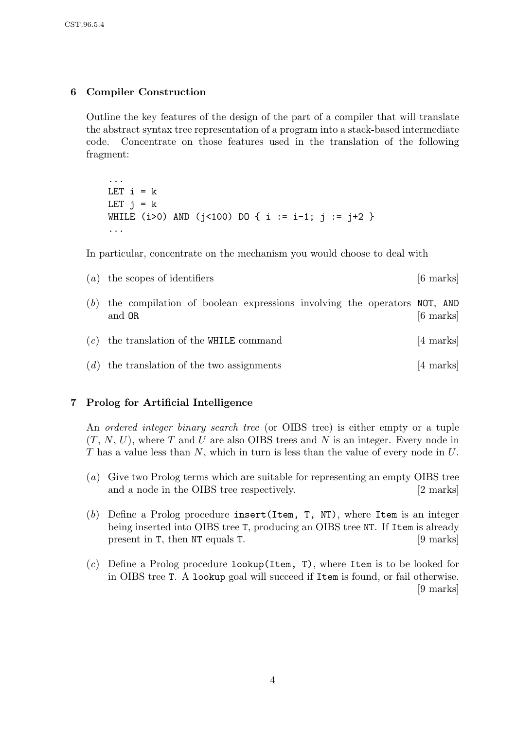## 6 Compiler Construction

Outline the key features of the design of the part of a compiler that will translate the abstract syntax tree representation of a program into a stack-based intermediate code. Concentrate on those features used in the translation of the following fragment:

```
...
LET i = k
LET j = k
WHILE (i>0) AND (j<100) DO { i := i-1; j := j+2 }
...
```

In particular, concentrate on the mechanism you would choose to deal with

(*a*) the scopes of identifiers [6 marks]

(*b*) the compilation of boolean expressions involving the operators `NOT`, `AND` and `OR` [6 marks]

(*c*) the translation of the `WHILE` command [4 marks]

(*d*) the translation of the two assignments [4 marks]

## 7 Prolog for Artificial Intelligence

An *ordered integer binary search tree* (or OIBS tree) is either empty or a tuple $(T, N, U)$, where $T$ and $U$ are also OIBS trees and $N$ is an integer. Every node in $T$ has a value less than $N$, which in turn is less than the value of every node in $U$.

(*a*) Give two Prolog terms which are suitable for representing an empty OIBS tree and a node in the OIBS tree respectively. [2 marks]

(*b*) Define a Prolog procedure `insert(Item, T, NT)`, where `Item` is an integer being inserted into OIBS tree `T`, producing an OIBS tree `NT`. If `Item` is already present in `T`, then `NT` equals `T`. [9 marks]

(*c*) Define a Prolog procedure `lookup(Item, T)`, where `Item` is to be looked for in OIBS tree `T`. A `lookup` goal will succeed if `Item` is found, or fail otherwise. [9 marks]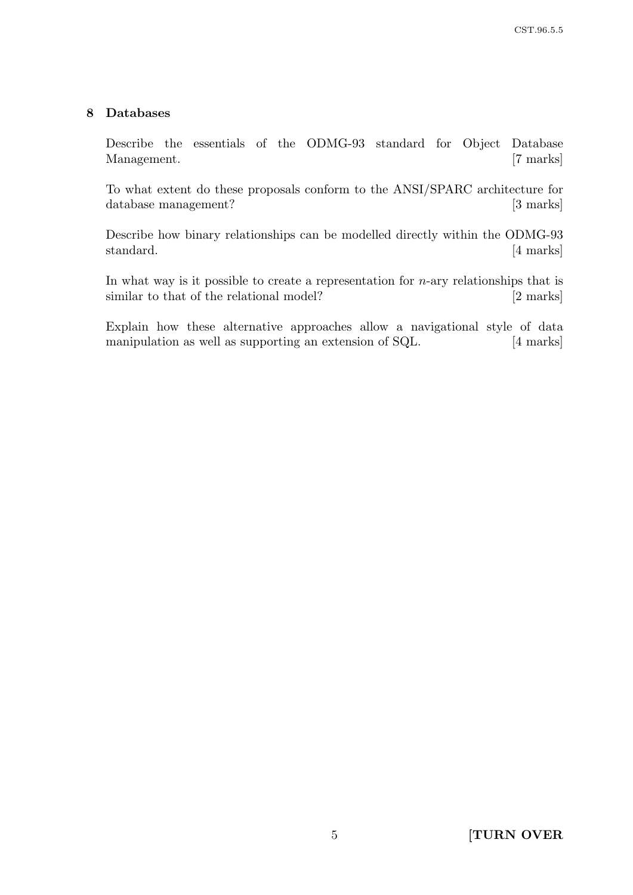## 8 Databases

Describe the essentials of the ODMG-93 standard for Object Database Management. [7 marks]

To what extent do these proposals conform to the ANSI/SPARC architecture for database management? [3 marks]

Describe how binary relationships can be modelled directly within the ODMG-93 standard. [4 marks]

In what way is it possible to create a representation for $n$-ary relationships that is similar to that of the relational model? [2 marks]

Explain how these alternative approaches allow a navigational style of data manipulation as well as supporting an extension of SQL. [4 marks]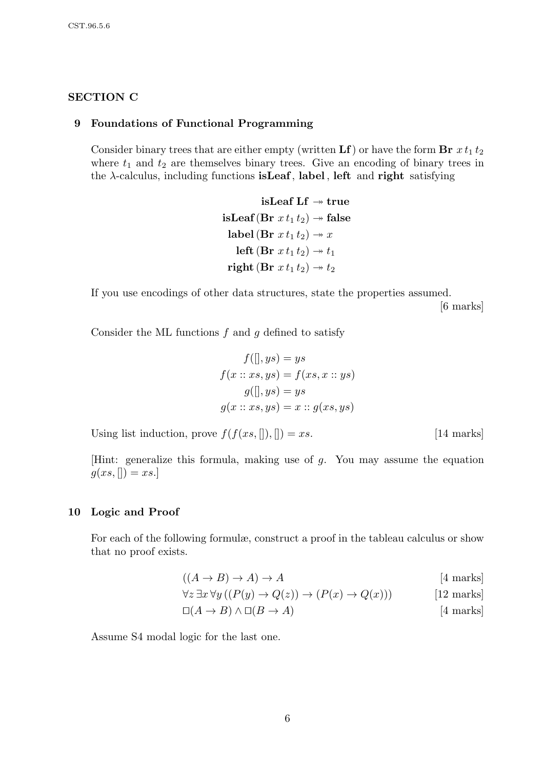## SECTION C

### 9 Foundations of Functional Programming

Consider binary trees that are either empty (written **Lf**) or have the form **Br** $x\, t_1\, t_2$ where $t_1$ and $t_2$ are themselves binary trees. Give an encoding of binary trees in the $\lambda$-calculus, including functions **isLeaf**, **label**, **left** and **right** satisfying

$$
\begin{aligned}
\textbf{isLeaf}\ \textbf{Lf} &\twoheadrightarrow \textbf{true} \\
\textbf{isLeaf}\,(\textbf{Br}\ x\, t_1\, t_2) &\twoheadrightarrow \textbf{false} \\
\textbf{label}\,(\textbf{Br}\ x\, t_1\, t_2) &\twoheadrightarrow x \\
\textbf{left}\,(\textbf{Br}\ x\, t_1\, t_2) &\twoheadrightarrow t_1 \\
\textbf{right}\,(\textbf{Br}\ x\, t_1\, t_2) &\twoheadrightarrow t_2
\end{aligned}
$$

If you use encodings of other data structures, state the properties assumed.

[6 marks]

Consider the ML functions $f$ and $g$ defined to satisfy

$$
\begin{aligned}
f([], ys) &= ys \\
f(x :: xs, ys) &= f(xs, x :: ys) \\
g([], ys) &= ys \\
g(x :: xs, ys) &= x :: g(xs, ys)
\end{aligned}
$$

Using list induction, prove $f(f(xs, []), []) = xs$. [14 marks]

[Hint: generalize this formula, making use of $g$. You may assume the equation $g(xs, []) = xs$.]

### 10 Logic and Proof

For each of the following formulæ, construct a proof in the tableau calculus or show that no proof exists.

$$((A \to B) \to A) \to A \qquad \text{[4 marks]}$$

$$\forall z\, \exists x\, \forall y\, ((P(y) \to Q(z)) \to (P(x) \to Q(x))) \qquad \text{[12 marks]}$$

$$\Box(A \to B) \land \Box(B \to A) \qquad \text{[4 marks]}$$

Assume S4 modal logic for the last one.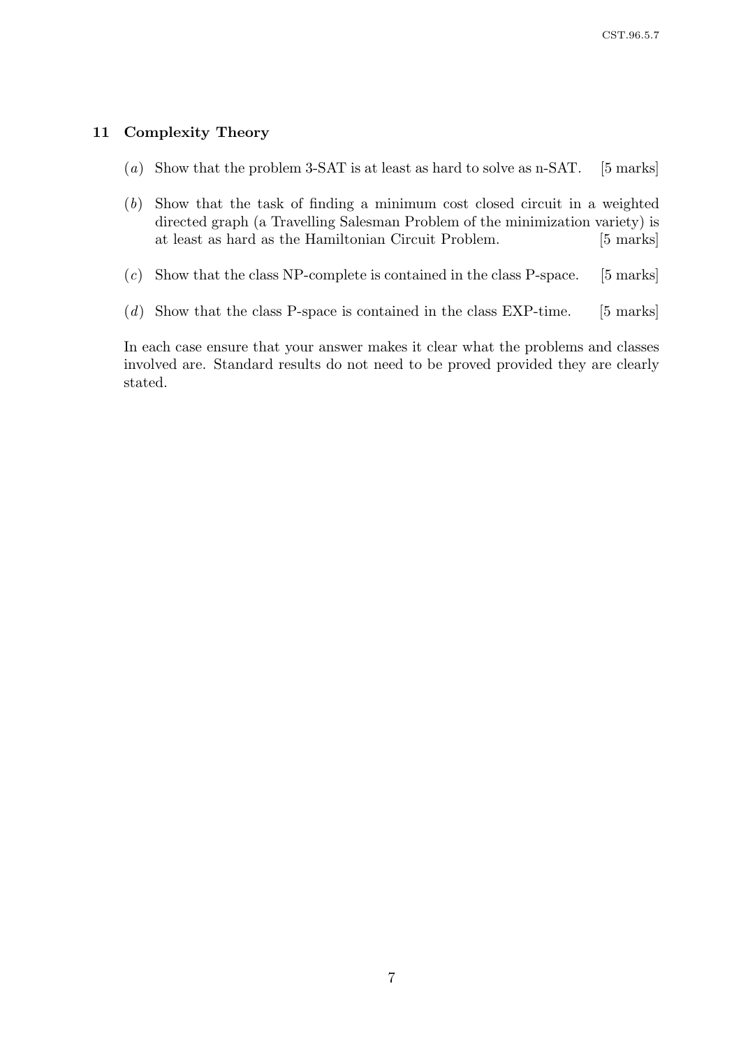## 11 Complexity Theory

(*a*) Show that the problem 3-SAT is at least as hard to solve as n-SAT. [5 marks]

(*b*) Show that the task of finding a minimum cost closed circuit in a weighted directed graph (a Travelling Salesman Problem of the minimization variety) is at least as hard as the Hamiltonian Circuit Problem. [5 marks]

(*c*) Show that the class NP-complete is contained in the class P-space. [5 marks]

(*d*) Show that the class P-space is contained in the class EXP-time. [5 marks]

In each case ensure that your answer makes it clear what the problems and classes involved are. Standard results do not need to be proved provided they are clearly stated.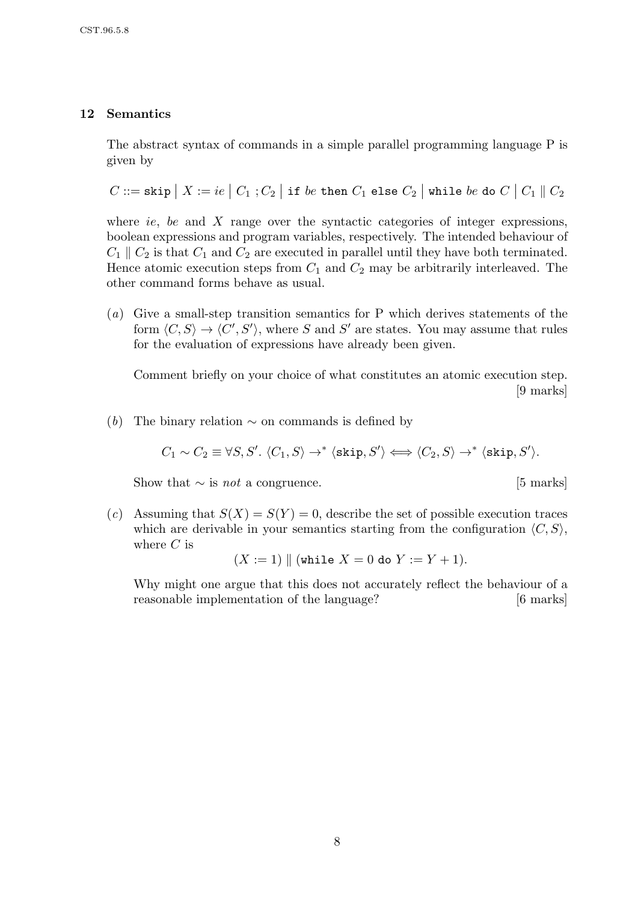## 12 Semantics

The abstract syntax of commands in a simple parallel programming language P is given by

$$C ::= \texttt{skip} \mid X := ie \mid C_1 \, ; C_2 \mid \texttt{if } be \texttt{ then } C_1 \texttt{ else } C_2 \mid \texttt{while } be \texttt{ do } C \mid C_1 \parallel C_2$$

where *ie*, *be* and $X$ range over the syntactic categories of integer expressions, boolean expressions and program variables, respectively. The intended behaviour of $C_1 \parallel C_2$ is that $C_1$ and $C_2$ are executed in parallel until they have both terminated. Hence atomic execution steps from $C_1$ and $C_2$ may be arbitrarily interleaved. The other command forms behave as usual.

(*a*) Give a small-step transition semantics for P which derives statements of the form $\langle C, S \rangle \rightarrow \langle C', S' \rangle$, where $S$ and $S'$ are states. You may assume that rules for the evaluation of expressions have already been given.

Comment briefly on your choice of what constitutes an atomic execution step. [9 marks]

(*b*) The binary relation $\sim$ on commands is defined by

$$C_1 \sim C_2 \equiv \forall S, S'. \, \langle C_1, S \rangle \rightarrow^* \langle \texttt{skip}, S' \rangle \iff \langle C_2, S \rangle \rightarrow^* \langle \texttt{skip}, S' \rangle.$$

Show that $\sim$ is *not* a congruence. [5 marks]

(*c*) Assuming that $S(X) = S(Y) = 0$, describe the set of possible execution traces which are derivable in your semantics starting from the configuration $\langle C, S \rangle$, where $C$ is

$$(X := 1) \parallel (\texttt{while } X = 0 \texttt{ do } Y := Y + 1).$$

Why might one argue that this does not accurately reflect the behaviour of a reasonable implementation of the language? [6 marks]